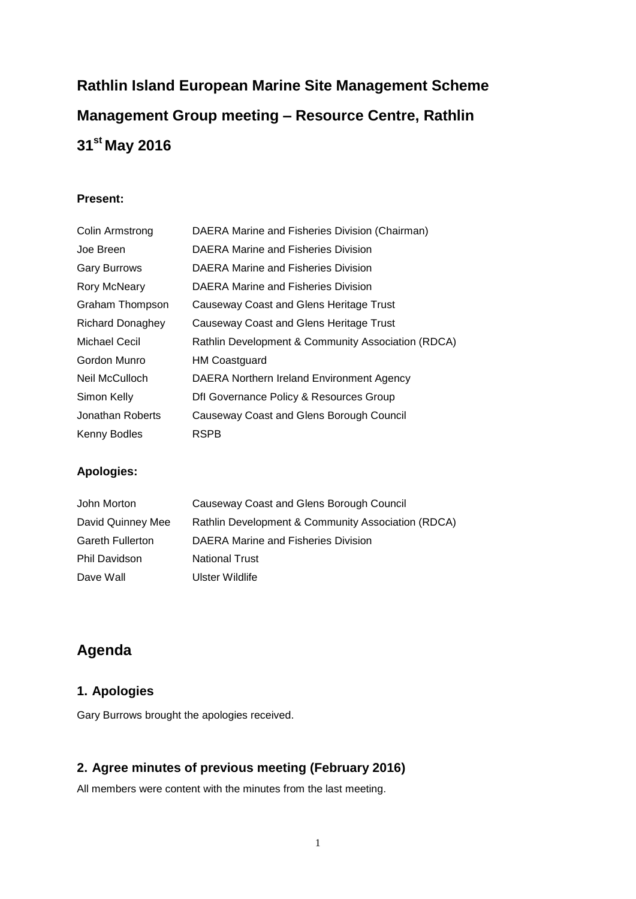# Rathlin Island European Marine Site Management Scheme

# Management Group meeting – Resource Centre, Rathlin

# 31st May 2016

**Present:**

| | |
|---|---|
| Colin Armstrong | DAERA Marine and Fisheries Division (Chairman) |
| Joe Breen | DAERA Marine and Fisheries Division |
| Gary Burrows | DAERA Marine and Fisheries Division |
| Rory McNeary | DAERA Marine and Fisheries Division |
| Graham Thompson | Causeway Coast and Glens Heritage Trust |
| Richard Donaghey | Causeway Coast and Glens Heritage Trust |
| Michael Cecil | Rathlin Development & Community Association (RDCA) |
| Gordon Munro | HM Coastguard |
| Neil McCulloch | DAERA Northern Ireland Environment Agency |
| Simon Kelly | DfI Governance Policy & Resources Group |
| Jonathan Roberts | Causeway Coast and Glens Borough Council |
| Kenny Bodles | RSPB |

**Apologies:**

| | |
|---|---|
| John Morton | Causeway Coast and Glens Borough Council |
| David Quinney Mee | Rathlin Development & Community Association (RDCA) |
| Gareth Fullerton | DAERA Marine and Fisheries Division |
| Phil Davidson | National Trust |
| Dave Wall | Ulster Wildlife |

## Agenda

### 1. Apologies

Gary Burrows brought the apologies received.

### 2. Agree minutes of previous meeting (February 2016)

All members were content with the minutes from the last meeting.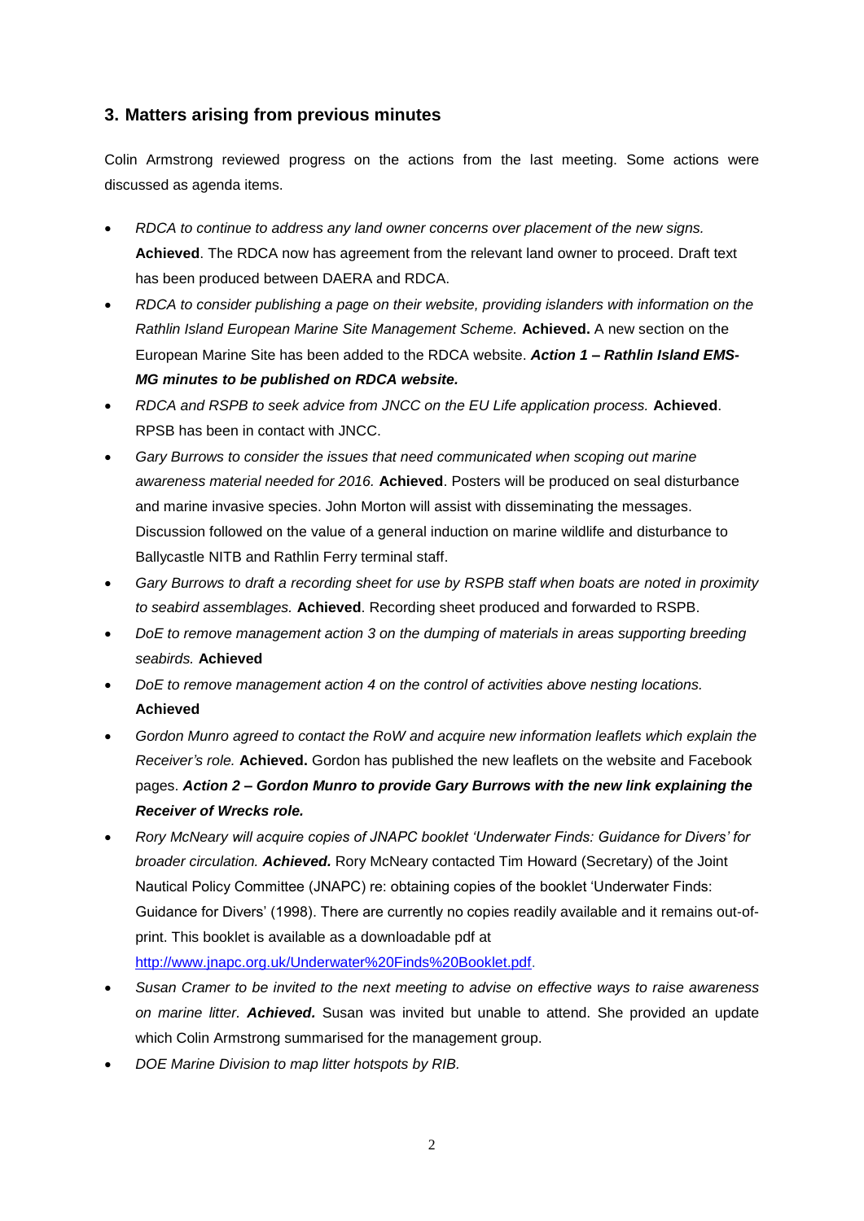## 3. Matters arising from previous minutes

Colin Armstrong reviewed progress on the actions from the last meeting. Some actions were discussed as agenda items.

- *RDCA to continue to address any land owner concerns over placement of the new signs.* **Achieved**. The RDCA now has agreement from the relevant land owner to proceed. Draft text has been produced between DAERA and RDCA.
- *RDCA to consider publishing a page on their website, providing islanders with information on the Rathlin Island European Marine Site Management Scheme.* **Achieved.** A new section on the European Marine Site has been added to the RDCA website. ***Action 1 – Rathlin Island EMS-MG minutes to be published on RDCA website.***
- *RDCA and RSPB to seek advice from JNCC on the EU Life application process.* **Achieved**. RPSB has been in contact with JNCC.
- *Gary Burrows to consider the issues that need communicated when scoping out marine awareness material needed for 2016.* **Achieved**. Posters will be produced on seal disturbance and marine invasive species. John Morton will assist with disseminating the messages. Discussion followed on the value of a general induction on marine wildlife and disturbance to Ballycastle NITB and Rathlin Ferry terminal staff.
- *Gary Burrows to draft a recording sheet for use by RSPB staff when boats are noted in proximity to seabird assemblages.* **Achieved**. Recording sheet produced and forwarded to RSPB.
- *DoE to remove management action 3 on the dumping of materials in areas supporting breeding seabirds.* **Achieved**
- *DoE to remove management action 4 on the control of activities above nesting locations.* **Achieved**
- *Gordon Munro agreed to contact the RoW and acquire new information leaflets which explain the Receiver's role.* **Achieved.** Gordon has published the new leaflets on the website and Facebook pages. ***Action 2 – Gordon Munro to provide Gary Burrows with the new link explaining the Receiver of Wrecks role.***
- *Rory McNeary will acquire copies of JNAPC booklet 'Underwater Finds: Guidance for Divers' for broader circulation.* ***Achieved.*** Rory McNeary contacted Tim Howard (Secretary) of the Joint Nautical Policy Committee (JNAPC) re: obtaining copies of the booklet 'Underwater Finds: Guidance for Divers' (1998). There are currently no copies readily available and it remains out-of-print. This booklet is available as a downloadable pdf at http://www.jnapc.org.uk/Underwater%20Finds%20Booklet.pdf.
- *Susan Cramer to be invited to the next meeting to advise on effective ways to raise awareness on marine litter.* ***Achieved.*** Susan was invited but unable to attend. She provided an update which Colin Armstrong summarised for the management group.
- *DOE Marine Division to map litter hotspots by RIB.*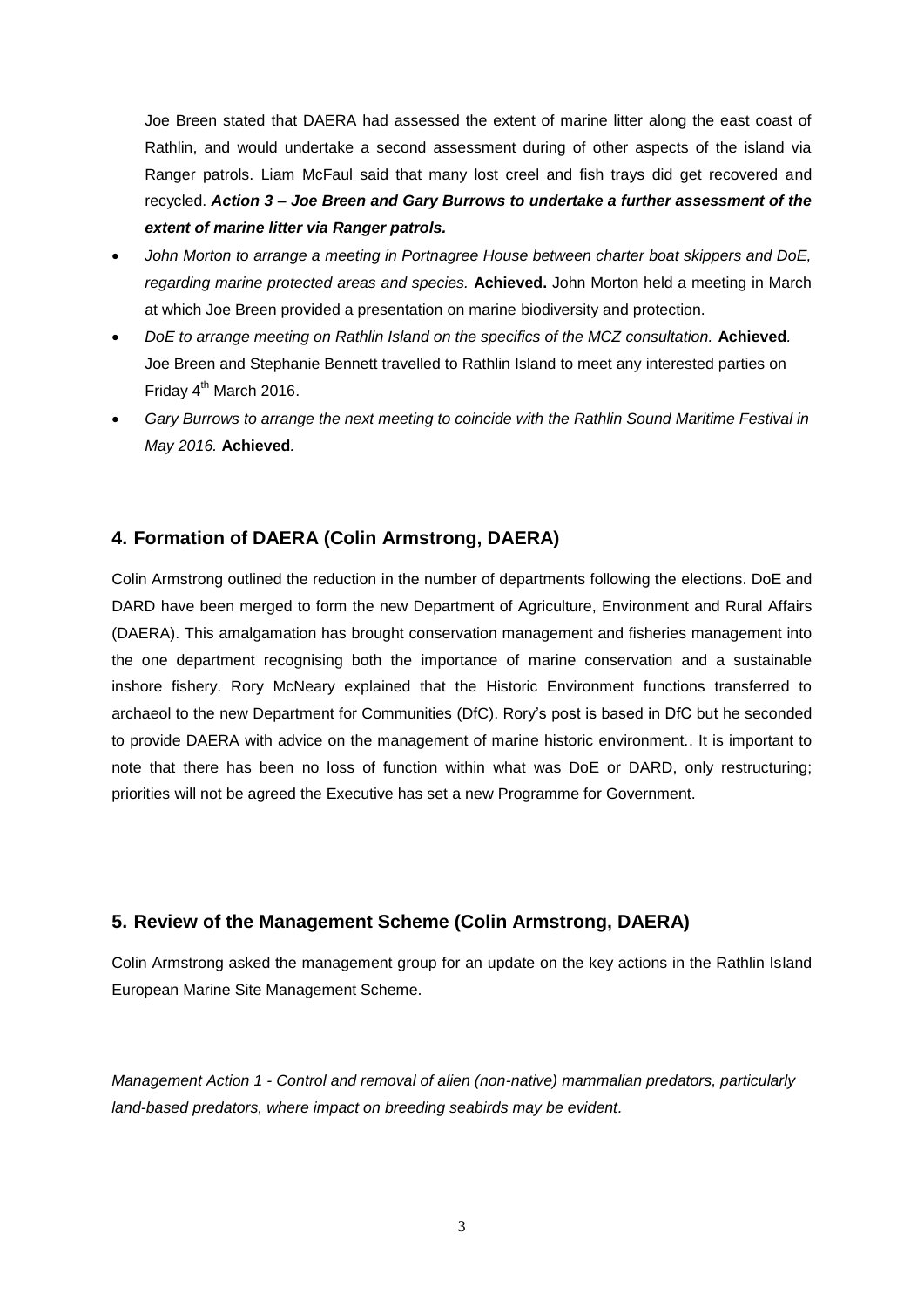Joe Breen stated that DAERA had assessed the extent of marine litter along the east coast of Rathlin, and would undertake a second assessment during of other aspects of the island via Ranger patrols. Liam McFaul said that many lost creel and fish trays did get recovered and recycled. ***Action 3 – Joe Breen and Gary Burrows to undertake a further assessment of the extent of marine litter via Ranger patrols.***

- *John Morton to arrange a meeting in Portnagree House between charter boat skippers and DoE, regarding marine protected areas and species.* **Achieved.** John Morton held a meeting in March at which Joe Breen provided a presentation on marine biodiversity and protection.
- *DoE to arrange meeting on Rathlin Island on the specifics of the MCZ consultation.* **Achieved***.* Joe Breen and Stephanie Bennett travelled to Rathlin Island to meet any interested parties on Friday 4th March 2016.
- *Gary Burrows to arrange the next meeting to coincide with the Rathlin Sound Maritime Festival in May 2016.* **Achieved***.*

## 4. Formation of DAERA (Colin Armstrong, DAERA)

Colin Armstrong outlined the reduction in the number of departments following the elections. DoE and DARD have been merged to form the new Department of Agriculture, Environment and Rural Affairs (DAERA). This amalgamation has brought conservation management and fisheries management into the one department recognising both the importance of marine conservation and a sustainable inshore fishery. Rory McNeary explained that the Historic Environment functions transferred to archaeol to the new Department for Communities (DfC). Rory's post is based in DfC but he seconded to provide DAERA with advice on the management of marine historic environment.. It is important to note that there has been no loss of function within what was DoE or DARD, only restructuring; priorities will not be agreed the Executive has set a new Programme for Government.

## 5. Review of the Management Scheme (Colin Armstrong, DAERA)

Colin Armstrong asked the management group for an update on the key actions in the Rathlin Island European Marine Site Management Scheme.

*Management Action 1 - Control and removal of alien (non-native) mammalian predators, particularly land-based predators, where impact on breeding seabirds may be evident.*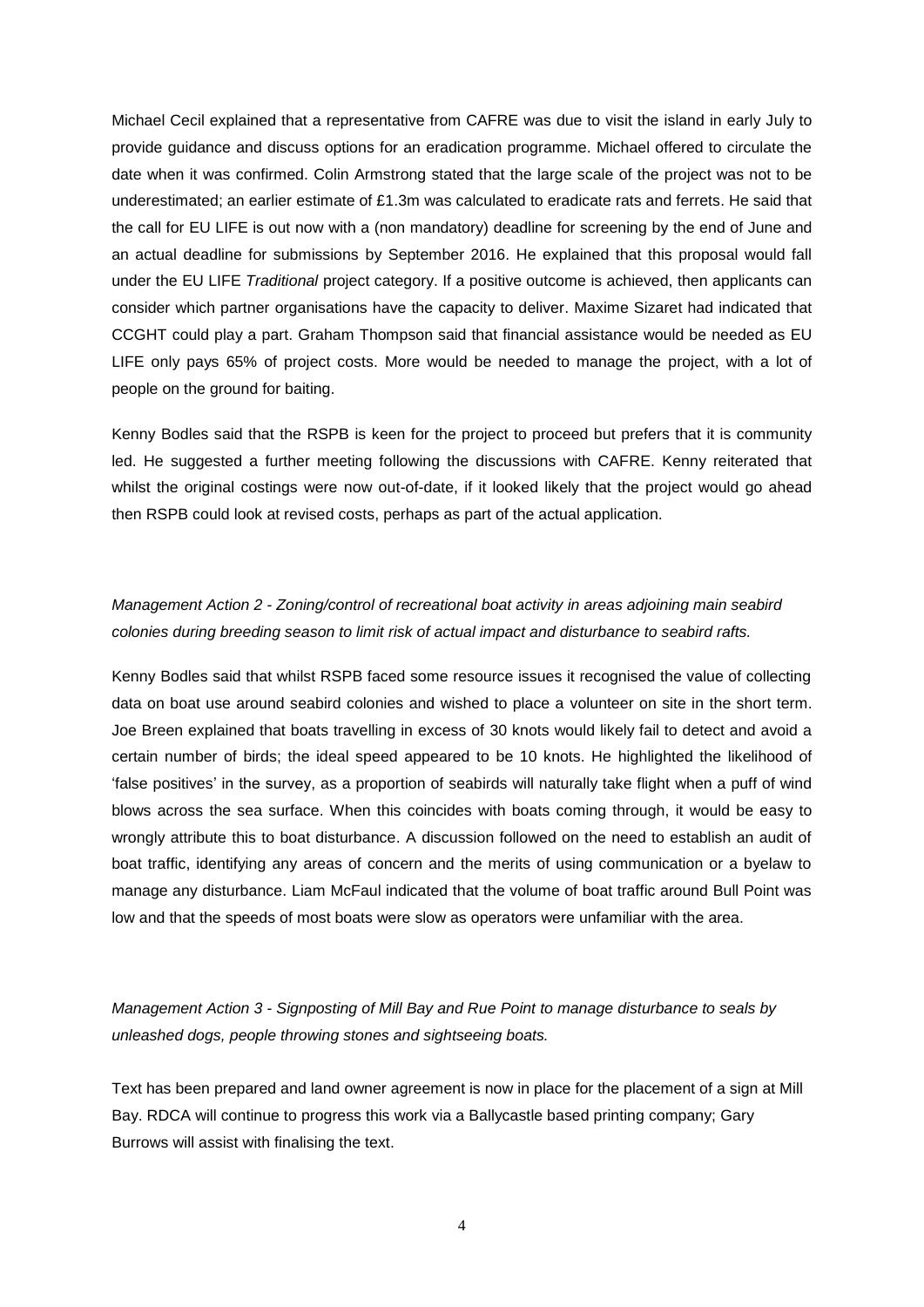Michael Cecil explained that a representative from CAFRE was due to visit the island in early July to provide guidance and discuss options for an eradication programme. Michael offered to circulate the date when it was confirmed. Colin Armstrong stated that the large scale of the project was not to be underestimated; an earlier estimate of £1.3m was calculated to eradicate rats and ferrets. He said that the call for EU LIFE is out now with a (non mandatory) deadline for screening by the end of June and an actual deadline for submissions by September 2016. He explained that this proposal would fall under the EU LIFE *Traditional* project category. If a positive outcome is achieved, then applicants can consider which partner organisations have the capacity to deliver. Maxime Sizaret had indicated that CCGHT could play a part. Graham Thompson said that financial assistance would be needed as EU LIFE only pays 65% of project costs. More would be needed to manage the project, with a lot of people on the ground for baiting.

Kenny Bodles said that the RSPB is keen for the project to proceed but prefers that it is community led. He suggested a further meeting following the discussions with CAFRE. Kenny reiterated that whilst the original costings were now out-of-date, if it looked likely that the project would go ahead then RSPB could look at revised costs, perhaps as part of the actual application.

*Management Action 2 - Zoning/control of recreational boat activity in areas adjoining main seabird colonies during breeding season to limit risk of actual impact and disturbance to seabird rafts.*

Kenny Bodles said that whilst RSPB faced some resource issues it recognised the value of collecting data on boat use around seabird colonies and wished to place a volunteer on site in the short term. Joe Breen explained that boats travelling in excess of 30 knots would likely fail to detect and avoid a certain number of birds; the ideal speed appeared to be 10 knots. He highlighted the likelihood of 'false positives' in the survey, as a proportion of seabirds will naturally take flight when a puff of wind blows across the sea surface. When this coincides with boats coming through, it would be easy to wrongly attribute this to boat disturbance. A discussion followed on the need to establish an audit of boat traffic, identifying any areas of concern and the merits of using communication or a byelaw to manage any disturbance. Liam McFaul indicated that the volume of boat traffic around Bull Point was low and that the speeds of most boats were slow as operators were unfamiliar with the area.

*Management Action 3 - Signposting of Mill Bay and Rue Point to manage disturbance to seals by unleashed dogs, people throwing stones and sightseeing boats.*

Text has been prepared and land owner agreement is now in place for the placement of a sign at Mill Bay. RDCA will continue to progress this work via a Ballycastle based printing company; Gary Burrows will assist with finalising the text.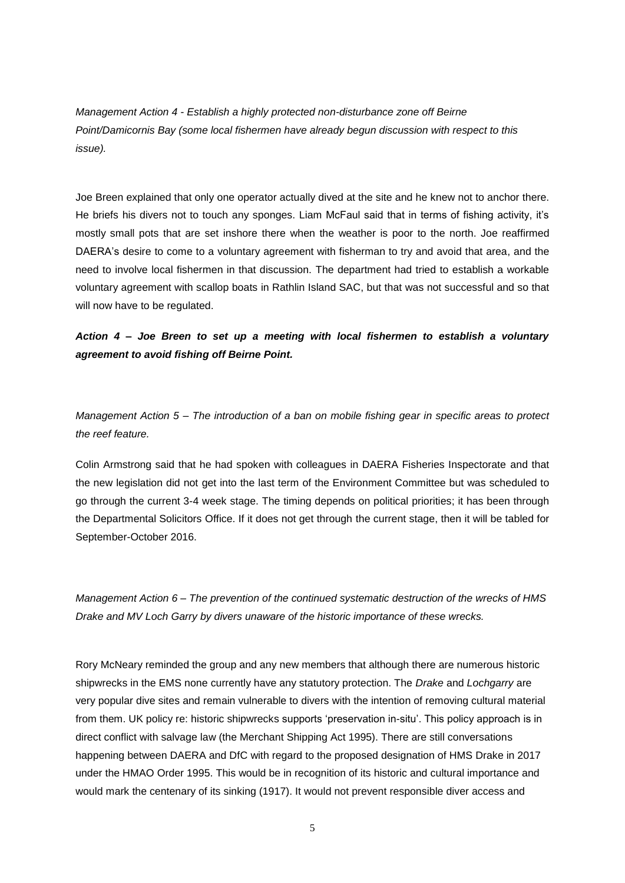*Management Action 4 - Establish a highly protected non-disturbance zone off Beirne Point/Damicornis Bay (some local fishermen have already begun discussion with respect to this issue).*

Joe Breen explained that only one operator actually dived at the site and he knew not to anchor there. He briefs his divers not to touch any sponges. Liam McFaul said that in terms of fishing activity, it's mostly small pots that are set inshore there when the weather is poor to the north. Joe reaffirmed DAERA's desire to come to a voluntary agreement with fisherman to try and avoid that area, and the need to involve local fishermen in that discussion. The department had tried to establish a workable voluntary agreement with scallop boats in Rathlin Island SAC, but that was not successful and so that will now have to be regulated.

***Action 4 – Joe Breen to set up a meeting with local fishermen to establish a voluntary agreement to avoid fishing off Beirne Point.***

*Management Action 5 – The introduction of a ban on mobile fishing gear in specific areas to protect the reef feature.*

Colin Armstrong said that he had spoken with colleagues in DAERA Fisheries Inspectorate and that the new legislation did not get into the last term of the Environment Committee but was scheduled to go through the current 3-4 week stage. The timing depends on political priorities; it has been through the Departmental Solicitors Office. If it does not get through the current stage, then it will be tabled for September-October 2016.

*Management Action 6 – The prevention of the continued systematic destruction of the wrecks of HMS Drake and MV Loch Garry by divers unaware of the historic importance of these wrecks.*

Rory McNeary reminded the group and any new members that although there are numerous historic shipwrecks in the EMS none currently have any statutory protection. The *Drake* and *Lochgarry* are very popular dive sites and remain vulnerable to divers with the intention of removing cultural material from them. UK policy re: historic shipwrecks supports 'preservation in-situ'. This policy approach is in direct conflict with salvage law (the Merchant Shipping Act 1995). There are still conversations happening between DAERA and DfC with regard to the proposed designation of HMS Drake in 2017 under the HMAO Order 1995. This would be in recognition of its historic and cultural importance and would mark the centenary of its sinking (1917). It would not prevent responsible diver access and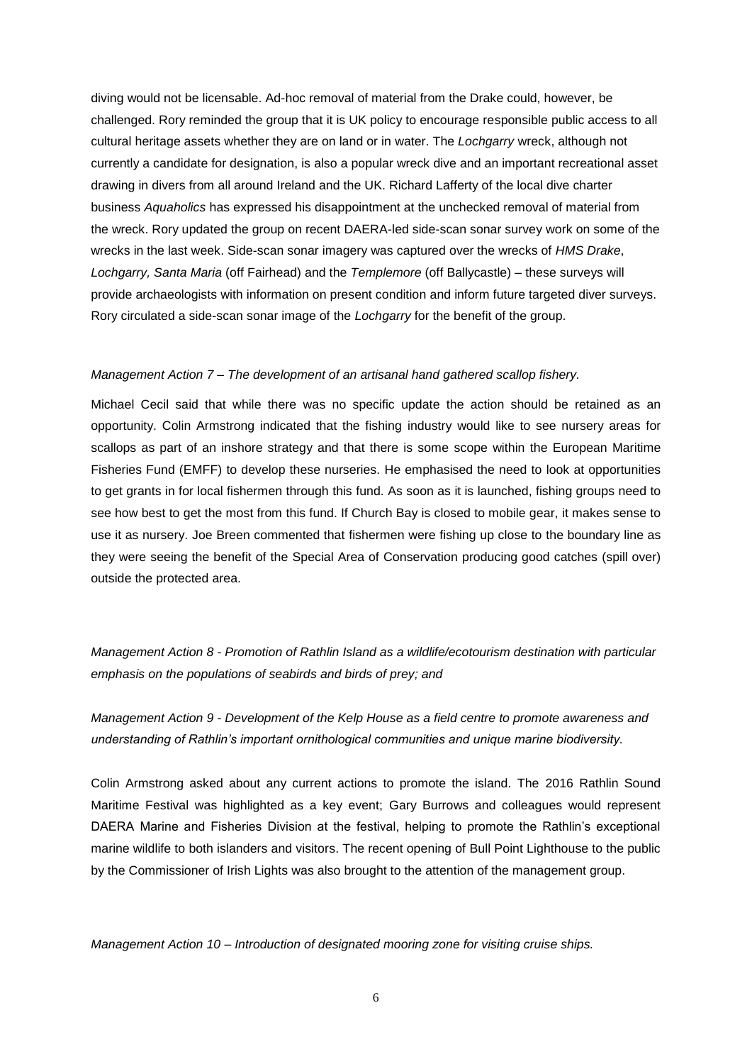diving would not be licensable. Ad-hoc removal of material from the Drake could, however, be challenged. Rory reminded the group that it is UK policy to encourage responsible public access to all cultural heritage assets whether they are on land or in water. The *Lochgarry* wreck, although not currently a candidate for designation, is also a popular wreck dive and an important recreational asset drawing in divers from all around Ireland and the UK. Richard Lafferty of the local dive charter business *Aquaholics* has expressed his disappointment at the unchecked removal of material from the wreck. Rory updated the group on recent DAERA-led side-scan sonar survey work on some of the wrecks in the last week. Side-scan sonar imagery was captured over the wrecks of *HMS Drake*, *Lochgarry, Santa Maria* (off Fairhead) and the *Templemore* (off Ballycastle) – these surveys will provide archaeologists with information on present condition and inform future targeted diver surveys. Rory circulated a side-scan sonar image of the *Lochgarry* for the benefit of the group.

*Management Action 7 – The development of an artisanal hand gathered scallop fishery.*

Michael Cecil said that while there was no specific update the action should be retained as an opportunity. Colin Armstrong indicated that the fishing industry would like to see nursery areas for scallops as part of an inshore strategy and that there is some scope within the European Maritime Fisheries Fund (EMFF) to develop these nurseries. He emphasised the need to look at opportunities to get grants in for local fishermen through this fund. As soon as it is launched, fishing groups need to see how best to get the most from this fund. If Church Bay is closed to mobile gear, it makes sense to use it as nursery. Joe Breen commented that fishermen were fishing up close to the boundary line as they were seeing the benefit of the Special Area of Conservation producing good catches (spill over) outside the protected area.

*Management Action 8 - Promotion of Rathlin Island as a wildlife/ecotourism destination with particular emphasis on the populations of seabirds and birds of prey; and*

*Management Action 9 - Development of the Kelp House as a field centre to promote awareness and understanding of Rathlin's important ornithological communities and unique marine biodiversity.*

Colin Armstrong asked about any current actions to promote the island. The 2016 Rathlin Sound Maritime Festival was highlighted as a key event; Gary Burrows and colleagues would represent DAERA Marine and Fisheries Division at the festival, helping to promote the Rathlin's exceptional marine wildlife to both islanders and visitors. The recent opening of Bull Point Lighthouse to the public by the Commissioner of Irish Lights was also brought to the attention of the management group.

*Management Action 10 – Introduction of designated mooring zone for visiting cruise ships.*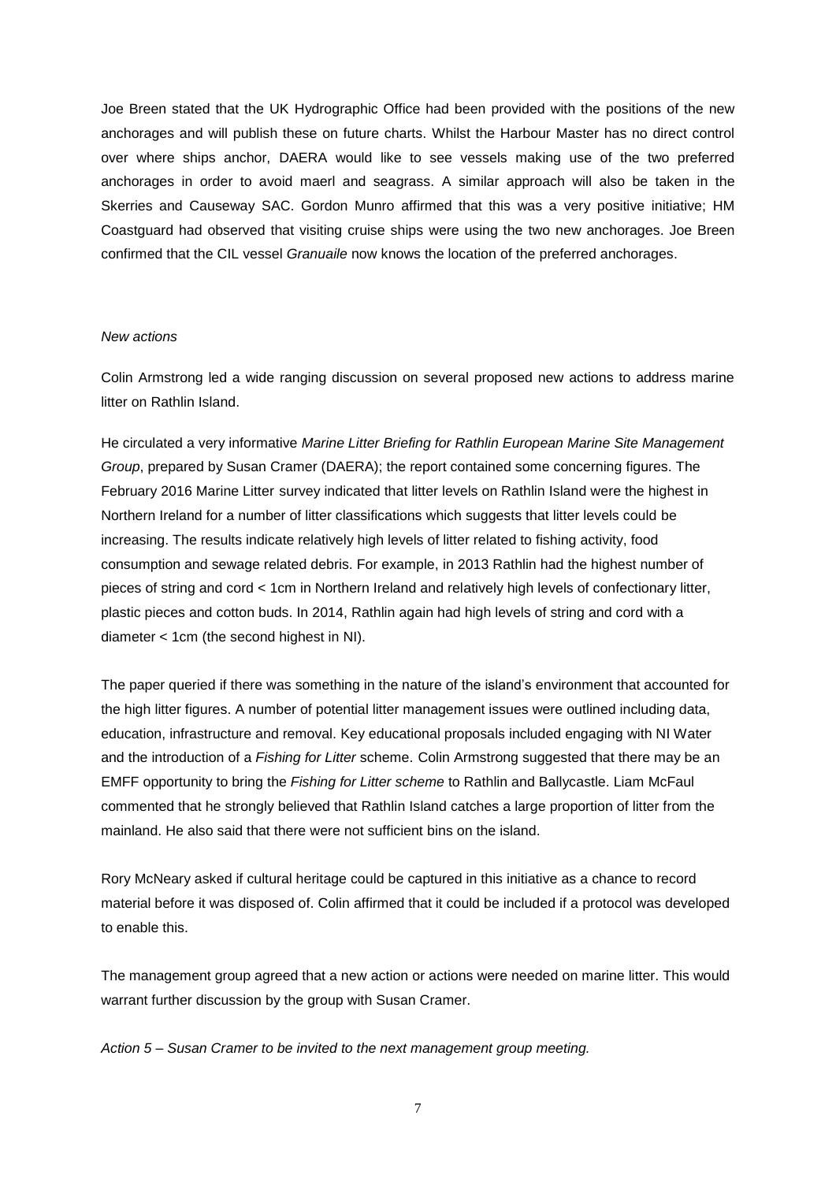Joe Breen stated that the UK Hydrographic Office had been provided with the positions of the new anchorages and will publish these on future charts. Whilst the Harbour Master has no direct control over where ships anchor, DAERA would like to see vessels making use of the two preferred anchorages in order to avoid maerl and seagrass. A similar approach will also be taken in the Skerries and Causeway SAC. Gordon Munro affirmed that this was a very positive initiative; HM Coastguard had observed that visiting cruise ships were using the two new anchorages. Joe Breen confirmed that the CIL vessel *Granuaile* now knows the location of the preferred anchorages.

*New actions*

Colin Armstrong led a wide ranging discussion on several proposed new actions to address marine litter on Rathlin Island.

He circulated a very informative *Marine Litter Briefing for Rathlin European Marine Site Management Group*, prepared by Susan Cramer (DAERA); the report contained some concerning figures. The February 2016 Marine Litter survey indicated that litter levels on Rathlin Island were the highest in Northern Ireland for a number of litter classifications which suggests that litter levels could be increasing. The results indicate relatively high levels of litter related to fishing activity, food consumption and sewage related debris. For example, in 2013 Rathlin had the highest number of pieces of string and cord < 1cm in Northern Ireland and relatively high levels of confectionary litter, plastic pieces and cotton buds. In 2014, Rathlin again had high levels of string and cord with a diameter < 1cm (the second highest in NI).

The paper queried if there was something in the nature of the island's environment that accounted for the high litter figures. A number of potential litter management issues were outlined including data, education, infrastructure and removal. Key educational proposals included engaging with NI Water and the introduction of a *Fishing for Litter* scheme. Colin Armstrong suggested that there may be an EMFF opportunity to bring the *Fishing for Litter scheme* to Rathlin and Ballycastle. Liam McFaul commented that he strongly believed that Rathlin Island catches a large proportion of litter from the mainland. He also said that there were not sufficient bins on the island.

Rory McNeary asked if cultural heritage could be captured in this initiative as a chance to record material before it was disposed of. Colin affirmed that it could be included if a protocol was developed to enable this.

The management group agreed that a new action or actions were needed on marine litter. This would warrant further discussion by the group with Susan Cramer.

*Action 5 – Susan Cramer to be invited to the next management group meeting.*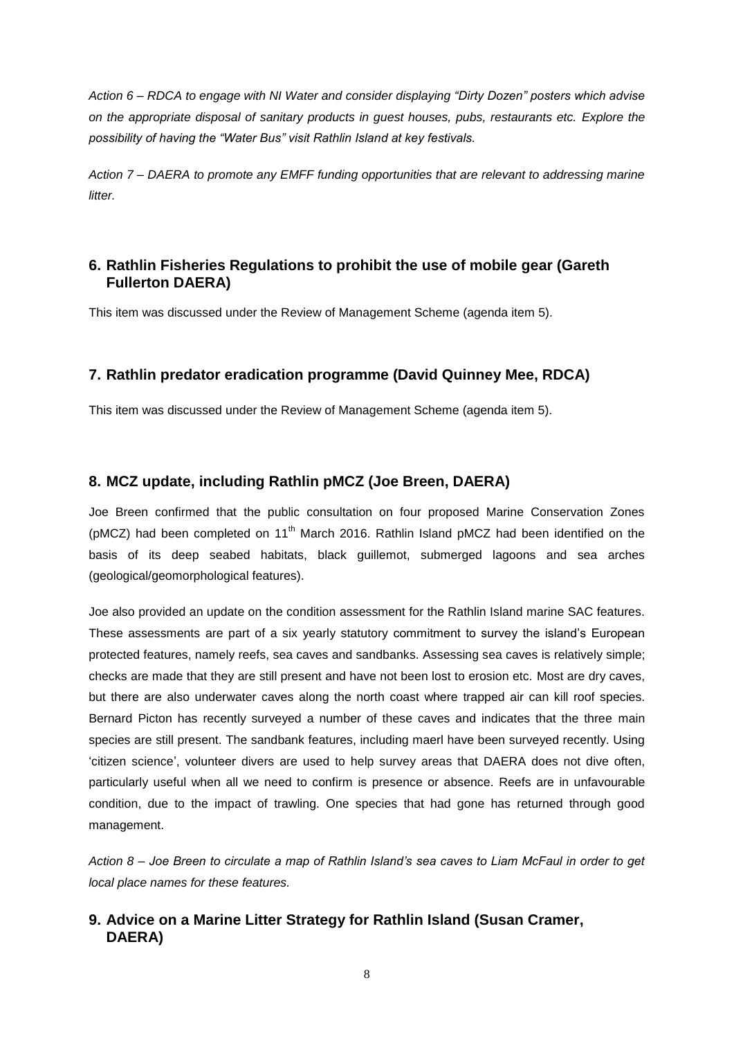*Action 6 – RDCA to engage with NI Water and consider displaying "Dirty Dozen" posters which advise on the appropriate disposal of sanitary products in guest houses, pubs, restaurants etc. Explore the possibility of having the "Water Bus" visit Rathlin Island at key festivals.*

*Action 7 – DAERA to promote any EMFF funding opportunities that are relevant to addressing marine litter.*

## 6. Rathlin Fisheries Regulations to prohibit the use of mobile gear (Gareth Fullerton DAERA)

This item was discussed under the Review of Management Scheme (agenda item 5).

## 7. Rathlin predator eradication programme (David Quinney Mee, RDCA)

This item was discussed under the Review of Management Scheme (agenda item 5).

## 8. MCZ update, including Rathlin pMCZ (Joe Breen, DAERA)

Joe Breen confirmed that the public consultation on four proposed Marine Conservation Zones (pMCZ) had been completed on 11th March 2016. Rathlin Island pMCZ had been identified on the basis of its deep seabed habitats, black guillemot, submerged lagoons and sea arches (geological/geomorphological features).

Joe also provided an update on the condition assessment for the Rathlin Island marine SAC features. These assessments are part of a six yearly statutory commitment to survey the island's European protected features, namely reefs, sea caves and sandbanks. Assessing sea caves is relatively simple; checks are made that they are still present and have not been lost to erosion etc. Most are dry caves, but there are also underwater caves along the north coast where trapped air can kill roof species. Bernard Picton has recently surveyed a number of these caves and indicates that the three main species are still present. The sandbank features, including maerl have been surveyed recently. Using 'citizen science', volunteer divers are used to help survey areas that DAERA does not dive often, particularly useful when all we need to confirm is presence or absence. Reefs are in unfavourable condition, due to the impact of trawling. One species that had gone has returned through good management.

*Action 8 – Joe Breen to circulate a map of Rathlin Island's sea caves to Liam McFaul in order to get local place names for these features.*

## 9. Advice on a Marine Litter Strategy for Rathlin Island (Susan Cramer, DAERA)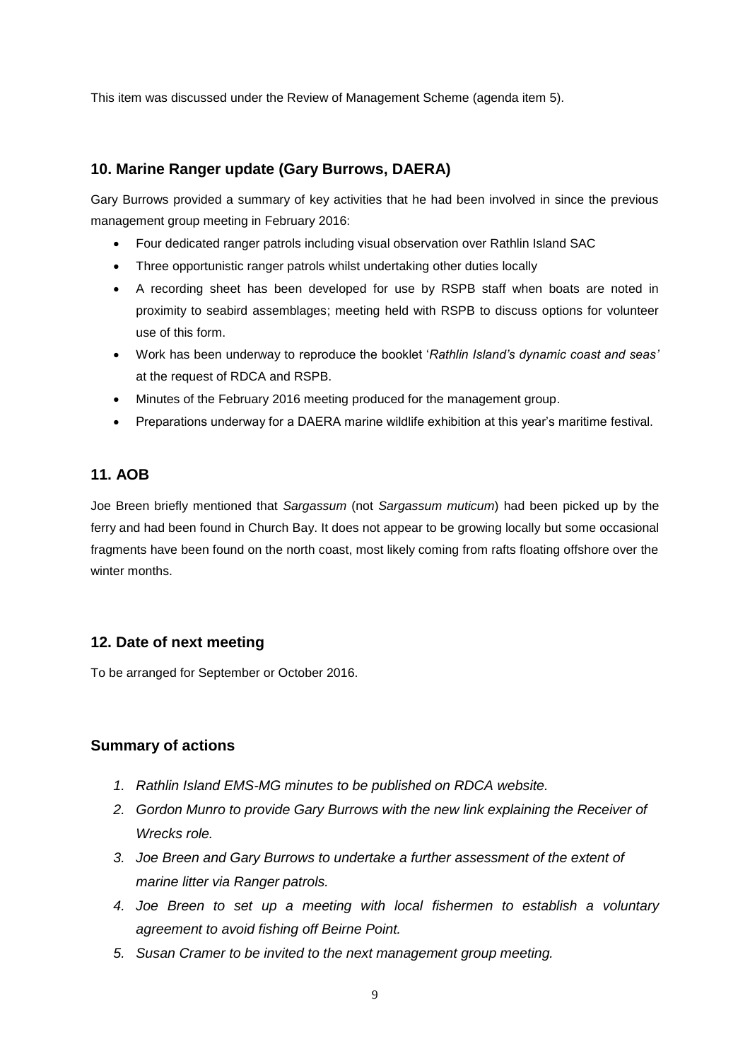This item was discussed under the Review of Management Scheme (agenda item 5).

## 10. Marine Ranger update (Gary Burrows, DAERA)

Gary Burrows provided a summary of key activities that he had been involved in since the previous management group meeting in February 2016:

- Four dedicated ranger patrols including visual observation over Rathlin Island SAC
- Three opportunistic ranger patrols whilst undertaking other duties locally
- A recording sheet has been developed for use by RSPB staff when boats are noted in proximity to seabird assemblages; meeting held with RSPB to discuss options for volunteer use of this form.
- Work has been underway to reproduce the booklet '*Rathlin Island's dynamic coast and seas'* at the request of RDCA and RSPB.
- Minutes of the February 2016 meeting produced for the management group.
- Preparations underway for a DAERA marine wildlife exhibition at this year's maritime festival.

## 11. AOB

Joe Breen briefly mentioned that *Sargassum* (not *Sargassum muticum*) had been picked up by the ferry and had been found in Church Bay. It does not appear to be growing locally but some occasional fragments have been found on the north coast, most likely coming from rafts floating offshore over the winter months.

## 12. Date of next meeting

To be arranged for September or October 2016.

## Summary of actions

1. *Rathlin Island EMS-MG minutes to be published on RDCA website.*
2. *Gordon Munro to provide Gary Burrows with the new link explaining the Receiver of Wrecks role.*
3. *Joe Breen and Gary Burrows to undertake a further assessment of the extent of marine litter via Ranger patrols.*
4. *Joe Breen to set up a meeting with local fishermen to establish a voluntary agreement to avoid fishing off Beirne Point.*
5. *Susan Cramer to be invited to the next management group meeting.*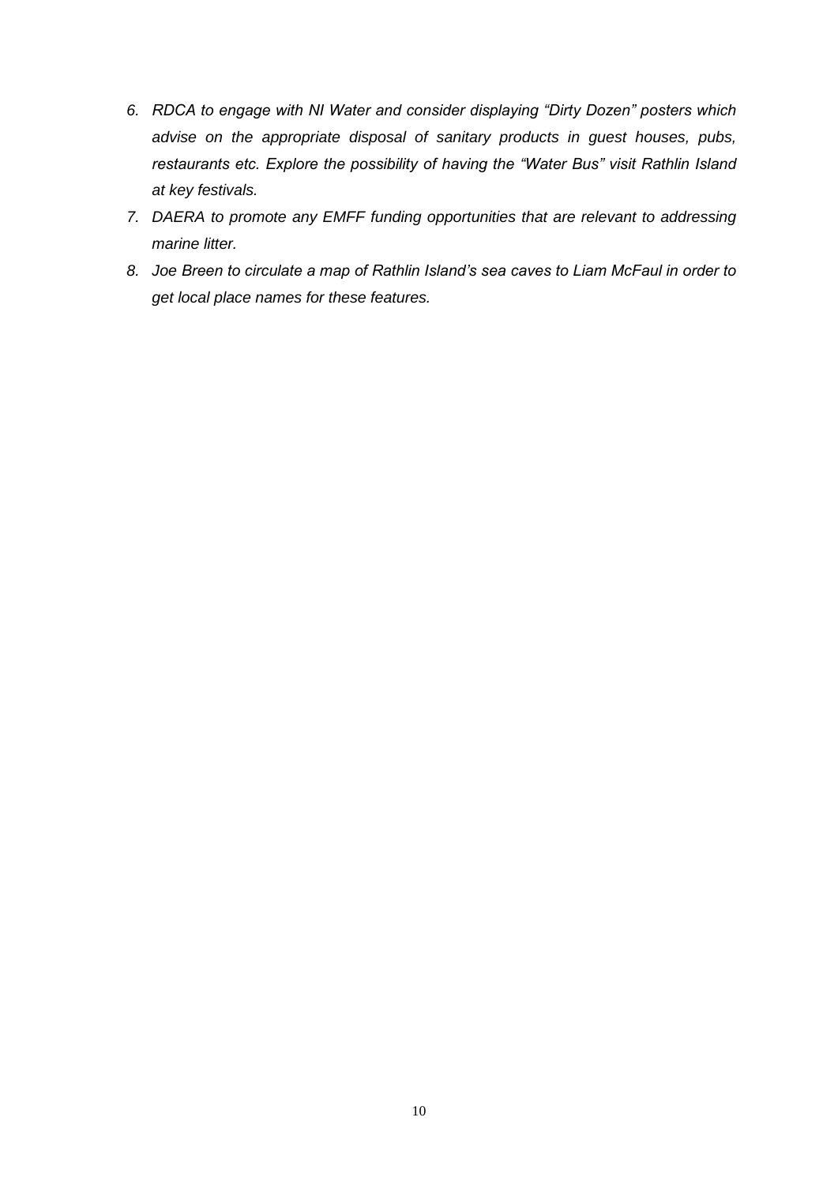6. *RDCA to engage with NI Water and consider displaying “Dirty Dozen” posters which advise on the appropriate disposal of sanitary products in guest houses, pubs, restaurants etc. Explore the possibility of having the “Water Bus” visit Rathlin Island at key festivals.*
7. *DAERA to promote any EMFF funding opportunities that are relevant to addressing marine litter.*
8. *Joe Breen to circulate a map of Rathlin Island’s sea caves to Liam McFaul in order to get local place names for these features.*